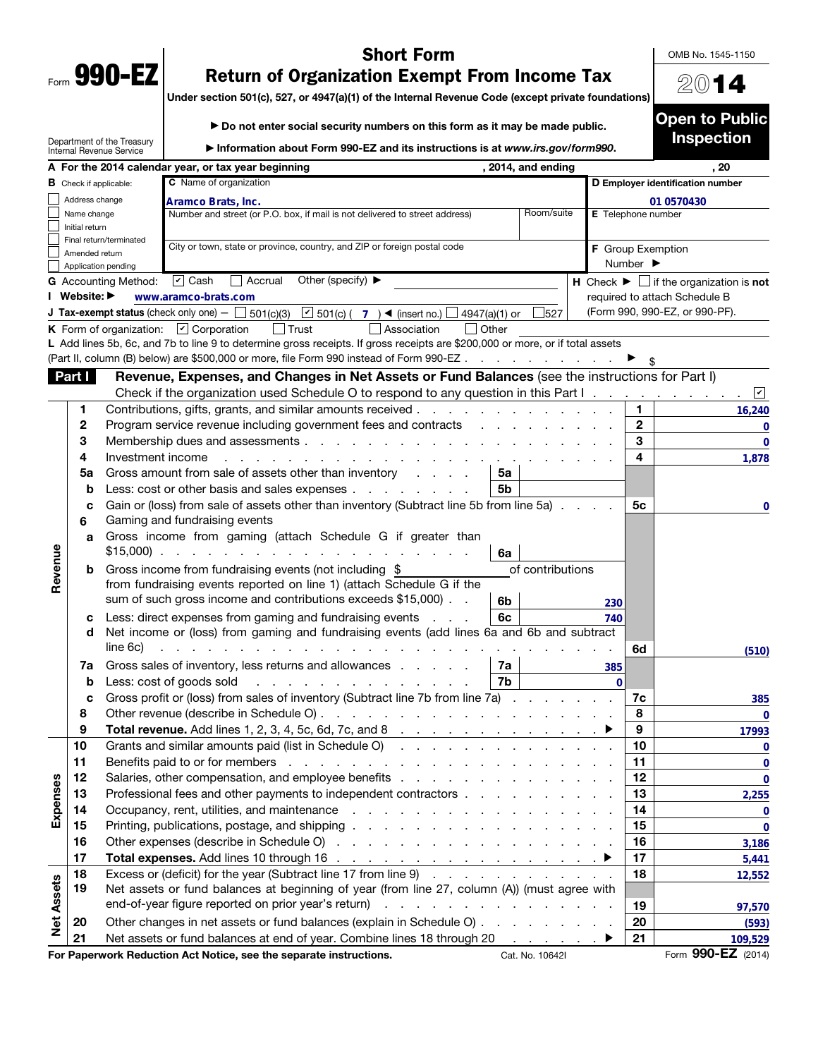Form **990-EZ**

Department of the Treasury
Internal Revenue Service

# Short Form
# Return of Organization Exempt From Income Tax

**Under section 501(c), 527, or 4947(a)(1) of the Internal Revenue Code (except private foundations)**

▶ **Do not enter social security numbers on this form as it may be made public.**

▶ **Information about Form 990-EZ and its instructions is at *www.irs.gov/form990*.**

OMB No. 1545-1150

**2014**

**Open to Public Inspection**

**A** For the 2014 calendar year, or tax year beginning , 2014, and ending , 20

**B** Check if applicable:
- ☐ Address change
- ☐ Name change
- ☐ Initial return
- ☐ Final return/terminated
- ☐ Amended return
- ☐ Application pending

**C** Name of organization: **Aramco Brats, Inc.**

Number and street (or P.O. box, if mail is not delivered to street address) | Room/suite

City or town, state or province, country, and ZIP or foreign postal code

**D** Employer identification number: **01 0570430**

**E** Telephone number

**F** Group Exemption Number ▶

**G** Accounting Method: ☑ Cash ☐ Accrual Other (specify) ▶

**H** Check ▶ ☐ if the organization is **not** required to attach Schedule B (Form 990, 990-EZ, or 990-PF).

**I** Website: ▶ **www.aramco-brats.com**

**J** Tax-exempt status (check only one) — ☐ 501(c)(3) ☑ 501(c) ( **7** ) ◀ (insert no.) ☐ 4947(a)(1) or ☐ 527

**K** Form of organization: ☑ Corporation ☐ Trust ☐ Association ☐ Other

**L** Add lines 5b, 6c, and 7b to line 9 to determine gross receipts. If gross receipts are $200,000 or more, or if total assets (Part II, column (B) below) are $500,000 or more, file Form 990 instead of Form 990-EZ . . . ▶ $

## Part I — Revenue, Expenses, and Changes in Net Assets or Fund Balances (see the instructions for Part I)

Check if the organization used Schedule O to respond to any question in this Part I . . . ☑

| Section | Line | Description | Sub-line | Sub-amount | Line | Amount |
|---|---|---|---|---|---|---|
| Revenue | 1 | Contributions, gifts, grants, and similar amounts received | | | 1 | 16,240 |
| | 2 | Program service revenue including government fees and contracts | | | 2 | 0 |
| | 3 | Membership dues and assessments | | | 3 | 0 |
| | 4 | Investment income | | | 4 | 1,878 |
| | 5a | Gross amount from sale of assets other than inventory | 5a | | | |
| | b | Less: cost or other basis and sales expenses | 5b | | | |
| | c | Gain or (loss) from sale of assets other than inventory (Subtract line 5b from line 5a) | | | 5c | 0 |
| | 6 | Gaming and fundraising events | | | | |
| | a | Gross income from gaming (attach Schedule G if greater than $15,000) | 6a | | | |
| | b | Gross income from fundraising events (not including $ of contributions from fundraising events reported on line 1) (attach Schedule G if the sum of such gross income and contributions exceeds $15,000) | 6b | 230 | | |
| | c | Less: direct expenses from gaming and fundraising events | 6c | 740 | | |
| | d | Net income or (loss) from gaming and fundraising events (add lines 6a and 6b and subtract line 6c) | | | 6d | (510) |
| | 7a | Gross sales of inventory, less returns and allowances | 7a | 385 | | |
| | b | Less: cost of goods sold | 7b | 0 | | |
| | c | Gross profit or (loss) from sales of inventory (Subtract line 7b from line 7a) | | | 7c | 385 |
| | 8 | Other revenue (describe in Schedule O) | | | 8 | 0 |
| | 9 | **Total revenue.** Add lines 1, 2, 3, 4, 5c, 6d, 7c, and 8 ▶ | | | 9 | 17993 |
| Expenses | 10 | Grants and similar amounts paid (list in Schedule O) | | | 10 | 0 |
| | 11 | Benefits paid to or for members | | | 11 | 0 |
| | 12 | Salaries, other compensation, and employee benefits | | | 12 | 0 |
| | 13 | Professional fees and other payments to independent contractors | | | 13 | 2,255 |
| | 14 | Occupancy, rent, utilities, and maintenance | | | 14 | 0 |
| | 15 | Printing, publications, postage, and shipping | | | 15 | 0 |
| | 16 | Other expenses (describe in Schedule O) | | | 16 | 3,186 |
| | 17 | **Total expenses.** Add lines 10 through 16 ▶ | | | 17 | 5,441 |
| Net Assets | 18 | Excess or (deficit) for the year (Subtract line 17 from line 9) | | | 18 | 12,552 |
| | 19 | Net assets or fund balances at beginning of year (from line 27, column (A)) (must agree with end-of-year figure reported on prior year's return) | | | 19 | 97,570 |
| | 20 | Other changes in net assets or fund balances (explain in Schedule O) | | | 20 | (593) |
| | 21 | Net assets or fund balances at end of year. Combine lines 18 through 20 ▶ | | | 21 | 109,529 |

**For Paperwork Reduction Act Notice, see the separate instructions.** Cat. No. 10642I Form **990-EZ** (2014)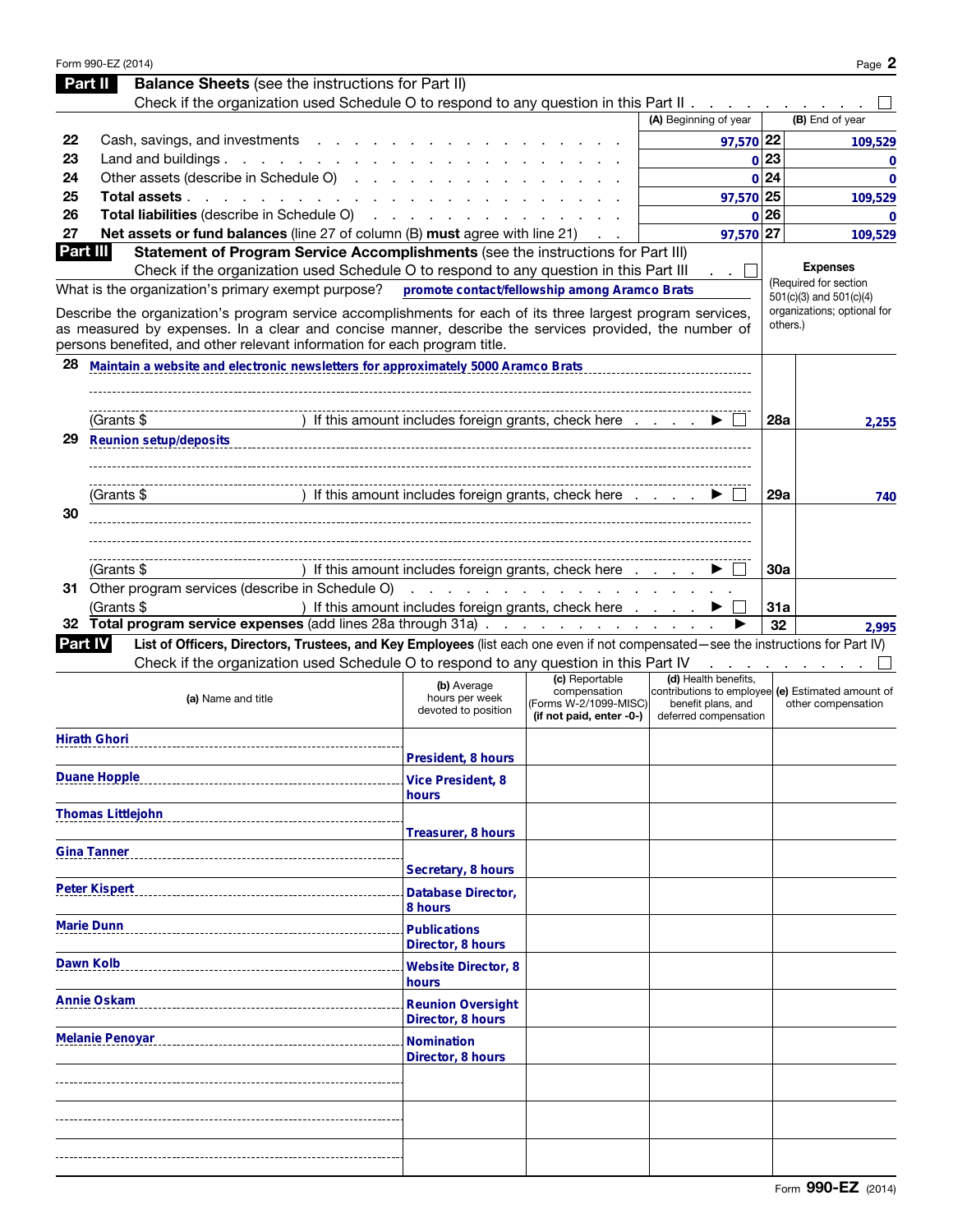Form 990-EZ (2014) Page **2**

## Part II Balance Sheets (see the instructions for Part II)

Check if the organization used Schedule O to respond to any question in this Part II . . . . . . . . . . ☐

| | | (A) Beginning of year | | (B) End of year |
|---|---|---|---|---|
| 22 | Cash, savings, and investments | 97,570 | 22 | 109,529 |
| 23 | Land and buildings | 0 | 23 | 0 |
| 24 | Other assets (describe in Schedule O) | 0 | 24 | 0 |
| 25 | **Total assets** | 97,570 | 25 | 109,529 |
| 26 | **Total liabilities** (describe in Schedule O) | 0 | 26 | 0 |
| 27 | **Net assets or fund balances** (line 27 of column (B) **must** agree with line 21) | 97,570 | 27 | 109,529 |

## Part III Statement of Program Service Accomplishments (see the instructions for Part III)

Check if the organization used Schedule O to respond to any question in this Part III . . ☐

**Expenses** (Required for section 501(c)(3) and 501(c)(4) organizations; optional for others.)

What is the organization's primary exempt purpose? promote contact/fellowship among Aramco Brats

Describe the organization's program service accomplishments for each of its three largest program services, as measured by expenses. In a clear and concise manner, describe the services provided, the number of persons benefited, and other relevant information for each program title.

| | | | |
|---|---|---|---|
| 28 | Maintain a website and electronic newsletters for approximately 5000 Aramco Brats<br>(Grants $ ) If this amount includes foreign grants, check here . . . . ▶ ☐ | 28a | 2,255 |
| 29 | Reunion setup/deposits<br>(Grants $ ) If this amount includes foreign grants, check here . . . . ▶ ☐ | 29a | 740 |
| 30 | (Grants $ ) If this amount includes foreign grants, check here . . . . ▶ ☐ | 30a | |
| 31 | Other program services (describe in Schedule O)<br>(Grants $ ) If this amount includes foreign grants, check here . . . . ▶ ☐ | 31a | |
| 32 | **Total program service expenses** (add lines 28a through 31a) . . . . ▶ | 32 | 2,995 |

## Part IV List of Officers, Directors, Trustees, and Key Employees (list each one even if not compensated—see the instructions for Part IV)

Check if the organization used Schedule O to respond to any question in this Part IV . . . . . . . . ☐

| (a) Name and title | (b) Average hours per week devoted to position | (c) Reportable compensation (Forms W-2/1099-MISC) (if not paid, enter -0-) | (d) Health benefits, contributions to employee benefit plans, and deferred compensation | (e) Estimated amount of other compensation |
|---|---|---|---|---|
| Hirath Ghori | President, 8 hours | | | |
| Duane Hopple | Vice President, 8 hours | | | |
| Thomas Littlejohn | Treasurer, 8 hours | | | |
| Gina Tanner | Secretary, 8 hours | | | |
| Peter Kispert | Database Director, 8 hours | | | |
| Marie Dunn | Publications Director, 8 hours | | | |
| Dawn Kolb | Website Director, 8 hours | | | |
| Annie Oskam | Reunion Oversight Director, 8 hours | | | |
| Melanie Penoyar | Nomination Director, 8 hours | | | |
| | | | | |
| | | | | |
| | | | | |

Form **990-EZ** (2014)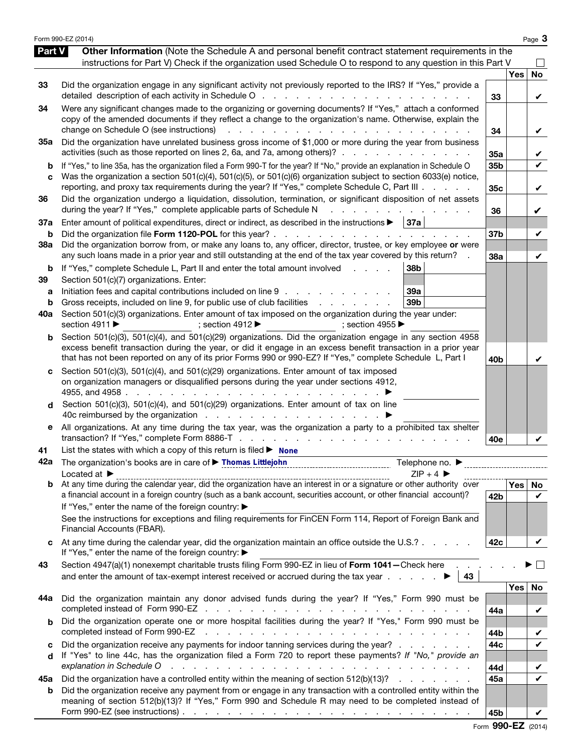## Part V Other Information

(Note the Schedule A and personal benefit contract statement requirements in the instructions for Part V) Check if the organization used Schedule O to respond to any question in this Part V ☐

| | | | Yes | No |
|---|---|---|---|---|
| 33 | Did the organization engage in any significant activity not previously reported to the IRS? If "Yes," provide a detailed description of each activity in Schedule O | 33 | | ✔ |
| 34 | Were any significant changes made to the organizing or governing documents? If "Yes," attach a conformed copy of the amended documents if they reflect a change to the organization's name. Otherwise, explain the change on Schedule O (see instructions) | 34 | | ✔ |
| 35a | Did the organization have unrelated business gross income of $1,000 or more during the year from business activities (such as those reported on lines 2, 6a, and 7a, among others)? | 35a | | ✔ |
| b | If "Yes," to line 35a, has the organization filed a Form 990-T for the year? If "No," provide an explanation in Schedule O | 35b | | ✔ |
| c | Was the organization a section 501(c)(4), 501(c)(5), or 501(c)(6) organization subject to section 6033(e) notice, reporting, and proxy tax requirements during the year? If "Yes," complete Schedule C, Part III | 35c | | ✔ |
| 36 | Did the organization undergo a liquidation, dissolution, termination, or significant disposition of net assets during the year? If "Yes," complete applicable parts of Schedule N | 36 | | ✔ |
| 37a | Enter amount of political expenditures, direct or indirect, as described in the instructions ▶ 37a | | | |
| b | Did the organization file **Form 1120-POL** for this year? | 37b | | ✔ |
| 38a | Did the organization borrow from, or make any loans to, any officer, director, trustee, or key employee **or** were any such loans made in a prior year and still outstanding at the end of the tax year covered by this return? | 38a | | ✔ |
| b | If "Yes," complete Schedule L, Part II and enter the total amount involved 38b | | | |
| 39 | Section 501(c)(7) organizations. Enter: | | | |
| a | Initiation fees and capital contributions included on line 9 39a | | | |
| b | Gross receipts, included on line 9, for public use of club facilities 39b | | | |
| 40a | Section 501(c)(3) organizations. Enter amount of tax imposed on the organization during the year under: section 4911 ▶ ; section 4912 ▶ ; section 4955 ▶ | | | |
| b | Section 501(c)(3), 501(c)(4), and 501(c)(29) organizations. Did the organization engage in any section 4958 excess benefit transaction during the year, or did it engage in an excess benefit transaction in a prior year that has not been reported on any of its prior Forms 990 or 990-EZ? If "Yes," complete Schedule L, Part I | 40b | | ✔ |
| c | Section 501(c)(3), 501(c)(4), and 501(c)(29) organizations. Enter amount of tax imposed on organization managers or disqualified persons during the year under sections 4912, 4955, and 4958 ▶ | | | |
| d | Section 501(c)(3), 501(c)(4), and 501(c)(29) organizations. Enter amount of tax on line 40c reimbursed by the organization ▶ | | | |
| e | All organizations. At any time during the tax year, was the organization a party to a prohibited tax shelter transaction? If "Yes," complete Form 8886-T | 40e | | ✔ |

41 List the states with which a copy of this return is filed ▶ None

42a The organization's books are in care of ▶ Thomas Littlejohn Telephone no. ▶

Located at ▶ ZIP + 4 ▶

| | | | Yes | No |
|---|---|---|---|---|
| b | At any time during the calendar year, did the organization have an interest in or a signature or other authority over a financial account in a foreign country (such as a bank account, securities account, or other financial account)? If "Yes," enter the name of the foreign country: ▶ See the instructions for exceptions and filing requirements for FinCEN Form 114, Report of Foreign Bank and Financial Accounts (FBAR). | 42b | | ✔ |
| c | At any time during the calendar year, did the organization maintain an office outside the U.S.? If "Yes," enter the name of the foreign country: ▶ | 42c | | ✔ |

43 Section 4947(a)(1) nonexempt charitable trusts filing Form 990-EZ in lieu of **Form 1041**—Check here ▶ ☐ and enter the amount of tax-exempt interest received or accrued during the tax year ▶ 43

| | | | Yes | No |
|---|---|---|---|---|
| 44a | Did the organization maintain any donor advised funds during the year? If "Yes," Form 990 must be completed instead of Form 990-EZ | 44a | | ✔ |
| b | Did the organization operate one or more hospital facilities during the year? If "Yes," Form 990 must be completed instead of Form 990-EZ | 44b | | ✔ |
| c | Did the organization receive any payments for indoor tanning services during the year? | 44c | | ✔ |
| d | If "Yes" to line 44c, has the organization filed a Form 720 to report these payments? *If "No," provide an explanation in Schedule O* | 44d | | ✔ |
| 45a | Did the organization have a controlled entity within the meaning of section 512(b)(13)? | 45a | | ✔ |
| b | Did the organization receive any payment from or engage in any transaction with a controlled entity within the meaning of section 512(b)(13)? If "Yes," Form 990 and Schedule R may need to be completed instead of Form 990-EZ (see instructions) | 45b | | ✔ |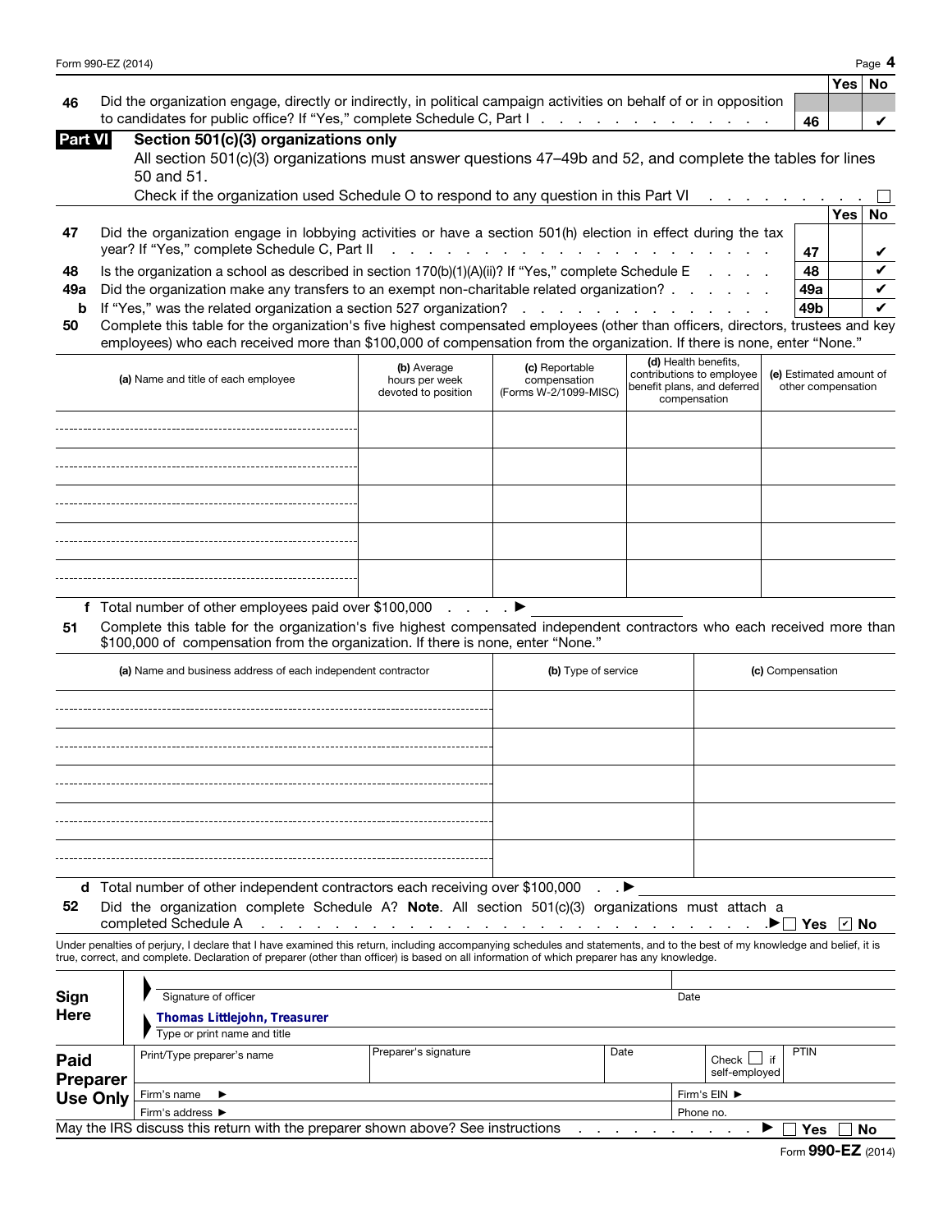Form 990-EZ (2014)

| | | | Yes | No |
|---|---|---|---|---|
| 46 | Did the organization engage, directly or indirectly, in political campaign activities on behalf of or in opposition to candidates for public office? If "Yes," complete Schedule C, Part I | 46 | | ✔ |

## Part VI Section 501(c)(3) organizations only

All section 501(c)(3) organizations must answer questions 47–49b and 52, and complete the tables for lines 50 and 51.

Check if the organization used Schedule O to respond to any question in this Part VI ☐

| | | | Yes | No |
|---|---|---|---|---|
| 47 | Did the organization engage in lobbying activities or have a section 501(h) election in effect during the tax year? If "Yes," complete Schedule C, Part II | 47 | | ✔ |
| 48 | Is the organization a school as described in section 170(b)(1)(A)(ii)? If "Yes," complete Schedule E | 48 | | ✔ |
| 49a | Did the organization make any transfers to an exempt non-charitable related organization? | 49a | | ✔ |
| b | If "Yes," was the related organization a section 527 organization? | 49b | | ✔ |

**50** Complete this table for the organization's five highest compensated employees (other than officers, directors, trustees and key employees) who each received more than $100,000 of compensation from the organization. If there is none, enter "None."

| (a) Name and title of each employee | (b) Average hours per week devoted to position | (c) Reportable compensation (Forms W-2/1099-MISC) | (d) Health benefits, contributions to employee benefit plans, and deferred compensation | (e) Estimated amount of other compensation |
|---|---|---|---|---|
| | | | | |
| | | | | |
| | | | | |
| | | | | |
| | | | | |

**f** Total number of other employees paid over $100,000 ▶

**51** Complete this table for the organization's five highest compensated independent contractors who each received more than $100,000 of compensation from the organization. If there is none, enter "None."

| (a) Name and business address of each independent contractor | (b) Type of service | (c) Compensation |
|---|---|---|
| | | |
| | | |
| | | |
| | | |
| | | |

**d** Total number of other independent contractors each receiving over $100,000 ▶

**52** Did the organization complete Schedule A? **Note.** All section 501(c)(3) organizations must attach a completed Schedule A ▶ ☐ Yes ☑ No

Under penalties of perjury, I declare that I have examined this return, including accompanying schedules and statements, and to the best of my knowledge and belief, it is true, correct, and complete. Declaration of preparer (other than officer) is based on all information of which preparer has any knowledge.

**Sign Here**

Signature of officer | Date

Thomas Littlejohn, Treasurer

Type or print name and title

**Paid Preparer Use Only**

| Print/Type preparer's name | Preparer's signature | Date | Check ☐ if self-employed | PTIN |
|---|---|---|---|---|
| Firm's name ▶ | | | Firm's EIN ▶ | |
| Firm's address ▶ | | | Phone no. | |

May the IRS discuss this return with the preparer shown above? See instructions ▶ ☐ Yes ☐ No

Form **990-EZ** (2014)